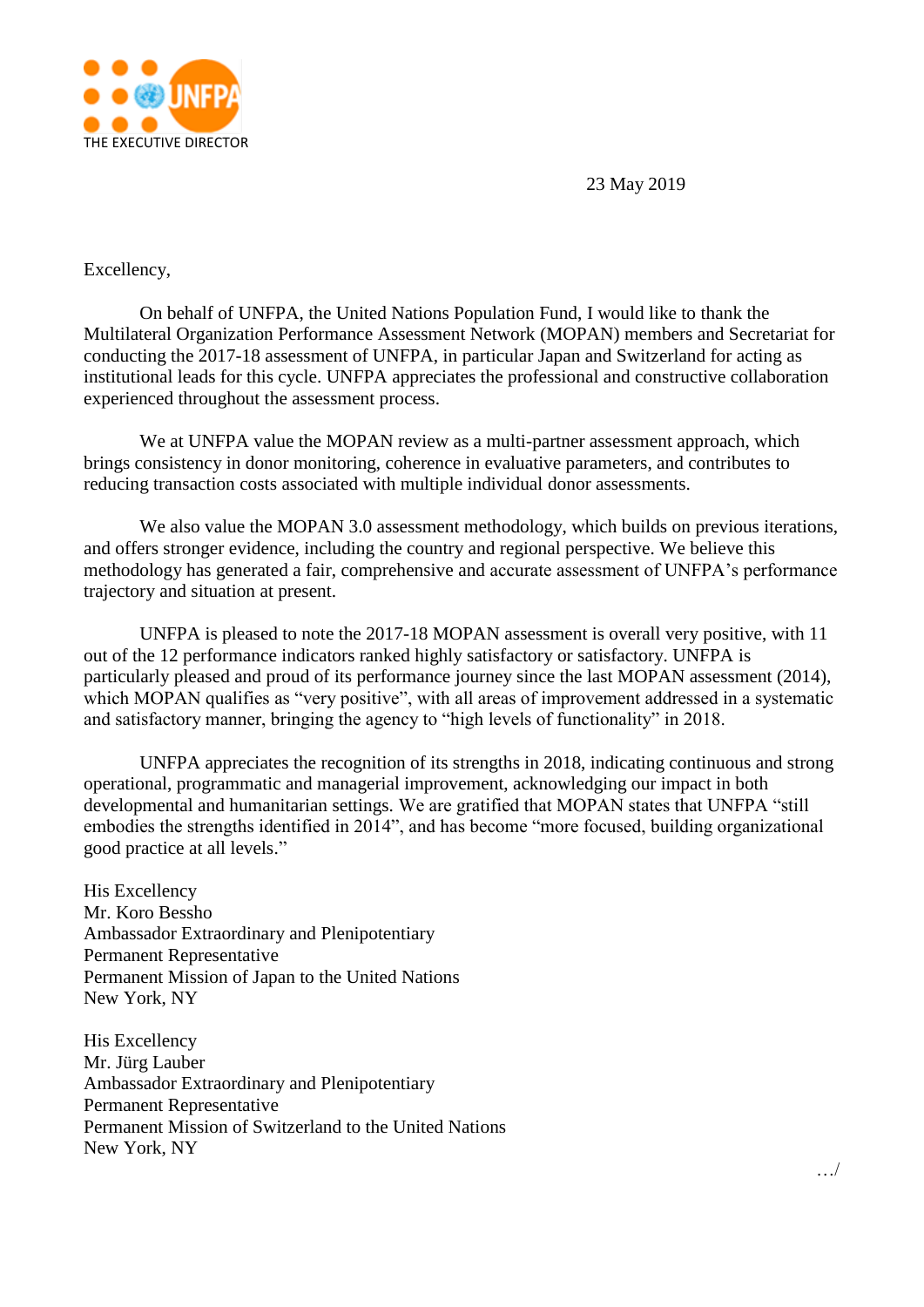THE EXECUTIVE DIRECTOR

23 May 2019

Excellency,

On behalf of UNFPA, the United Nations Population Fund, I would like to thank the Multilateral Organization Performance Assessment Network (MOPAN) members and Secretariat for conducting the 2017-18 assessment of UNFPA, in particular Japan and Switzerland for acting as institutional leads for this cycle. UNFPA appreciates the professional and constructive collaboration experienced throughout the assessment process.

We at UNFPA value the MOPAN review as a multi-partner assessment approach, which brings consistency in donor monitoring, coherence in evaluative parameters, and contributes to reducing transaction costs associated with multiple individual donor assessments.

We also value the MOPAN 3.0 assessment methodology, which builds on previous iterations, and offers stronger evidence, including the country and regional perspective. We believe this methodology has generated a fair, comprehensive and accurate assessment of UNFPA's performance trajectory and situation at present.

UNFPA is pleased to note the 2017-18 MOPAN assessment is overall very positive, with 11 out of the 12 performance indicators ranked highly satisfactory or satisfactory. UNFPA is particularly pleased and proud of its performance journey since the last MOPAN assessment (2014), which MOPAN qualifies as "very positive", with all areas of improvement addressed in a systematic and satisfactory manner, bringing the agency to "high levels of functionality" in 2018.

UNFPA appreciates the recognition of its strengths in 2018, indicating continuous and strong operational, programmatic and managerial improvement, acknowledging our impact in both developmental and humanitarian settings. We are gratified that MOPAN states that UNFPA "still embodies the strengths identified in 2014", and has become "more focused, building organizational good practice at all levels."

His Excellency
Mr. Koro Bessho
Ambassador Extraordinary and Plenipotentiary
Permanent Representative
Permanent Mission of Japan to the United Nations
New York, NY

His Excellency
Mr. Jürg Lauber
Ambassador Extraordinary and Plenipotentiary
Permanent Representative
Permanent Mission of Switzerland to the United Nations
New York, NY

…/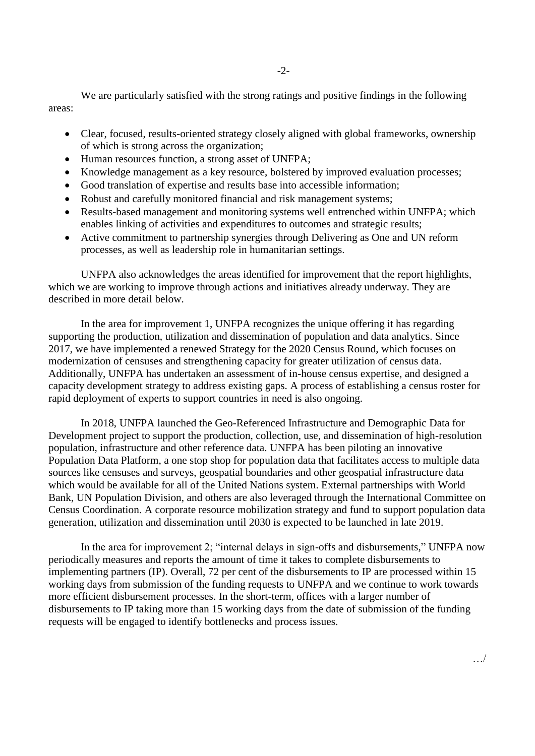We are particularly satisfied with the strong ratings and positive findings in the following areas:

- Clear, focused, results-oriented strategy closely aligned with global frameworks, ownership of which is strong across the organization;
- Human resources function, a strong asset of UNFPA;
- Knowledge management as a key resource, bolstered by improved evaluation processes;
- Good translation of expertise and results base into accessible information;
- Robust and carefully monitored financial and risk management systems;
- Results-based management and monitoring systems well entrenched within UNFPA; which enables linking of activities and expenditures to outcomes and strategic results;
- Active commitment to partnership synergies through Delivering as One and UN reform processes, as well as leadership role in humanitarian settings.

UNFPA also acknowledges the areas identified for improvement that the report highlights, which we are working to improve through actions and initiatives already underway. They are described in more detail below.

In the area for improvement 1, UNFPA recognizes the unique offering it has regarding supporting the production, utilization and dissemination of population and data analytics. Since 2017, we have implemented a renewed Strategy for the 2020 Census Round, which focuses on modernization of censuses and strengthening capacity for greater utilization of census data. Additionally, UNFPA has undertaken an assessment of in-house census expertise, and designed a capacity development strategy to address existing gaps. A process of establishing a census roster for rapid deployment of experts to support countries in need is also ongoing.

In 2018, UNFPA launched the Geo-Referenced Infrastructure and Demographic Data for Development project to support the production, collection, use, and dissemination of high-resolution population, infrastructure and other reference data. UNFPA has been piloting an innovative Population Data Platform, a one stop shop for population data that facilitates access to multiple data sources like censuses and surveys, geospatial boundaries and other geospatial infrastructure data which would be available for all of the United Nations system. External partnerships with World Bank, UN Population Division, and others are also leveraged through the International Committee on Census Coordination. A corporate resource mobilization strategy and fund to support population data generation, utilization and dissemination until 2030 is expected to be launched in late 2019.

In the area for improvement 2; "internal delays in sign-offs and disbursements," UNFPA now periodically measures and reports the amount of time it takes to complete disbursements to implementing partners (IP). Overall, 72 per cent of the disbursements to IP are processed within 15 working days from submission of the funding requests to UNFPA and we continue to work towards more efficient disbursement processes. In the short-term, offices with a larger number of disbursements to IP taking more than 15 working days from the date of submission of the funding requests will be engaged to identify bottlenecks and process issues.

…/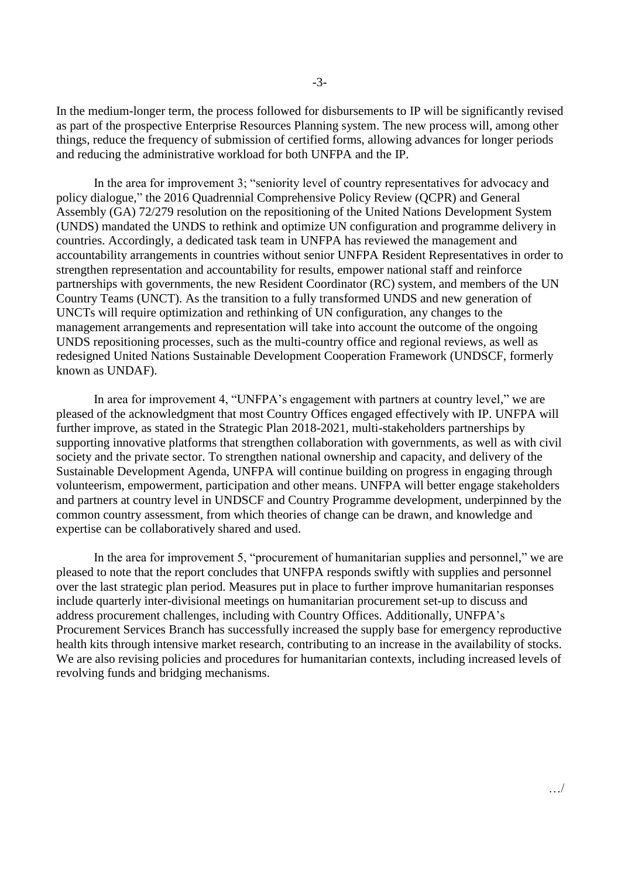In the medium-longer term, the process followed for disbursements to IP will be significantly revised as part of the prospective Enterprise Resources Planning system. The new process will, among other things, reduce the frequency of submission of certified forms, allowing advances for longer periods and reducing the administrative workload for both UNFPA and the IP.

In the area for improvement 3; "seniority level of country representatives for advocacy and policy dialogue," the 2016 Quadrennial Comprehensive Policy Review (QCPR) and General Assembly (GA) 72/279 resolution on the repositioning of the United Nations Development System (UNDS) mandated the UNDS to rethink and optimize UN configuration and programme delivery in countries. Accordingly, a dedicated task team in UNFPA has reviewed the management and accountability arrangements in countries without senior UNFPA Resident Representatives in order to strengthen representation and accountability for results, empower national staff and reinforce partnerships with governments, the new Resident Coordinator (RC) system, and members of the UN Country Teams (UNCT). As the transition to a fully transformed UNDS and new generation of UNCTs will require optimization and rethinking of UN configuration, any changes to the management arrangements and representation will take into account the outcome of the ongoing UNDS repositioning processes, such as the multi-country office and regional reviews, as well as redesigned United Nations Sustainable Development Cooperation Framework (UNDSCF, formerly known as UNDAF).

In area for improvement 4, "UNFPA's engagement with partners at country level," we are pleased of the acknowledgment that most Country Offices engaged effectively with IP. UNFPA will further improve, as stated in the Strategic Plan 2018-2021, multi-stakeholders partnerships by supporting innovative platforms that strengthen collaboration with governments, as well as with civil society and the private sector. To strengthen national ownership and capacity, and delivery of the Sustainable Development Agenda, UNFPA will continue building on progress in engaging through volunteerism, empowerment, participation and other means. UNFPA will better engage stakeholders and partners at country level in UNDSCF and Country Programme development, underpinned by the common country assessment, from which theories of change can be drawn, and knowledge and expertise can be collaboratively shared and used.

In the area for improvement 5, "procurement of humanitarian supplies and personnel," we are pleased to note that the report concludes that UNFPA responds swiftly with supplies and personnel over the last strategic plan period. Measures put in place to further improve humanitarian responses include quarterly inter-divisional meetings on humanitarian procurement set-up to discuss and address procurement challenges, including with Country Offices. Additionally, UNFPA's Procurement Services Branch has successfully increased the supply base for emergency reproductive health kits through intensive market research, contributing to an increase in the availability of stocks. We are also revising policies and procedures for humanitarian contexts, including increased levels of revolving funds and bridging mechanisms.

…/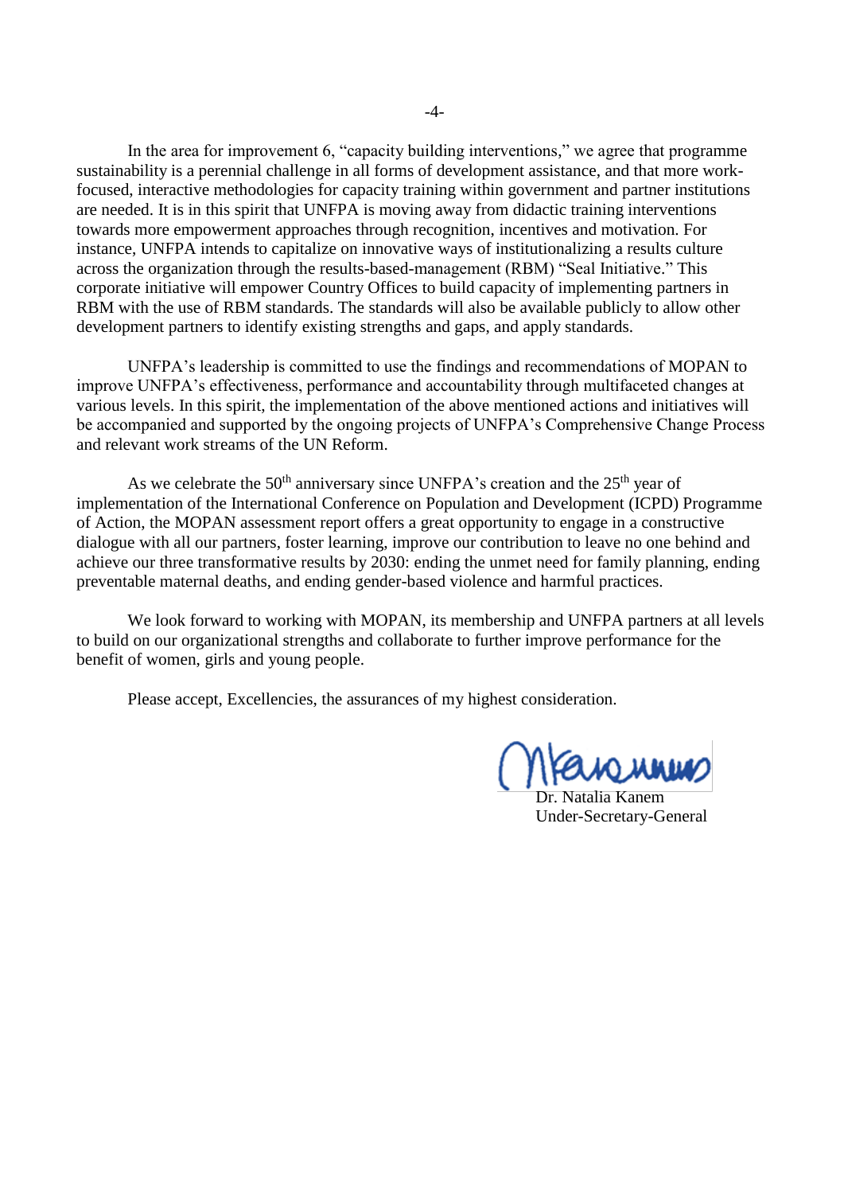In the area for improvement 6, "capacity building interventions," we agree that programme sustainability is a perennial challenge in all forms of development assistance, and that more work-focused, interactive methodologies for capacity training within government and partner institutions are needed. It is in this spirit that UNFPA is moving away from didactic training interventions towards more empowerment approaches through recognition, incentives and motivation. For instance, UNFPA intends to capitalize on innovative ways of institutionalizing a results culture across the organization through the results-based-management (RBM) "Seal Initiative." This corporate initiative will empower Country Offices to build capacity of implementing partners in RBM with the use of RBM standards. The standards will also be available publicly to allow other development partners to identify existing strengths and gaps, and apply standards.

UNFPA's leadership is committed to use the findings and recommendations of MOPAN to improve UNFPA's effectiveness, performance and accountability through multifaceted changes at various levels. In this spirit, the implementation of the above mentioned actions and initiatives will be accompanied and supported by the ongoing projects of UNFPA's Comprehensive Change Process and relevant work streams of the UN Reform.

As we celebrate the 50th anniversary since UNFPA's creation and the 25th year of implementation of the International Conference on Population and Development (ICPD) Programme of Action, the MOPAN assessment report offers a great opportunity to engage in a constructive dialogue with all our partners, foster learning, improve our contribution to leave no one behind and achieve our three transformative results by 2030: ending the unmet need for family planning, ending preventable maternal deaths, and ending gender-based violence and harmful practices.

We look forward to working with MOPAN, its membership and UNFPA partners at all levels to build on our organizational strengths and collaborate to further improve performance for the benefit of women, girls and young people.

Please accept, Excellencies, the assurances of my highest consideration.

Dr. Natalia Kanem
Under-Secretary-General